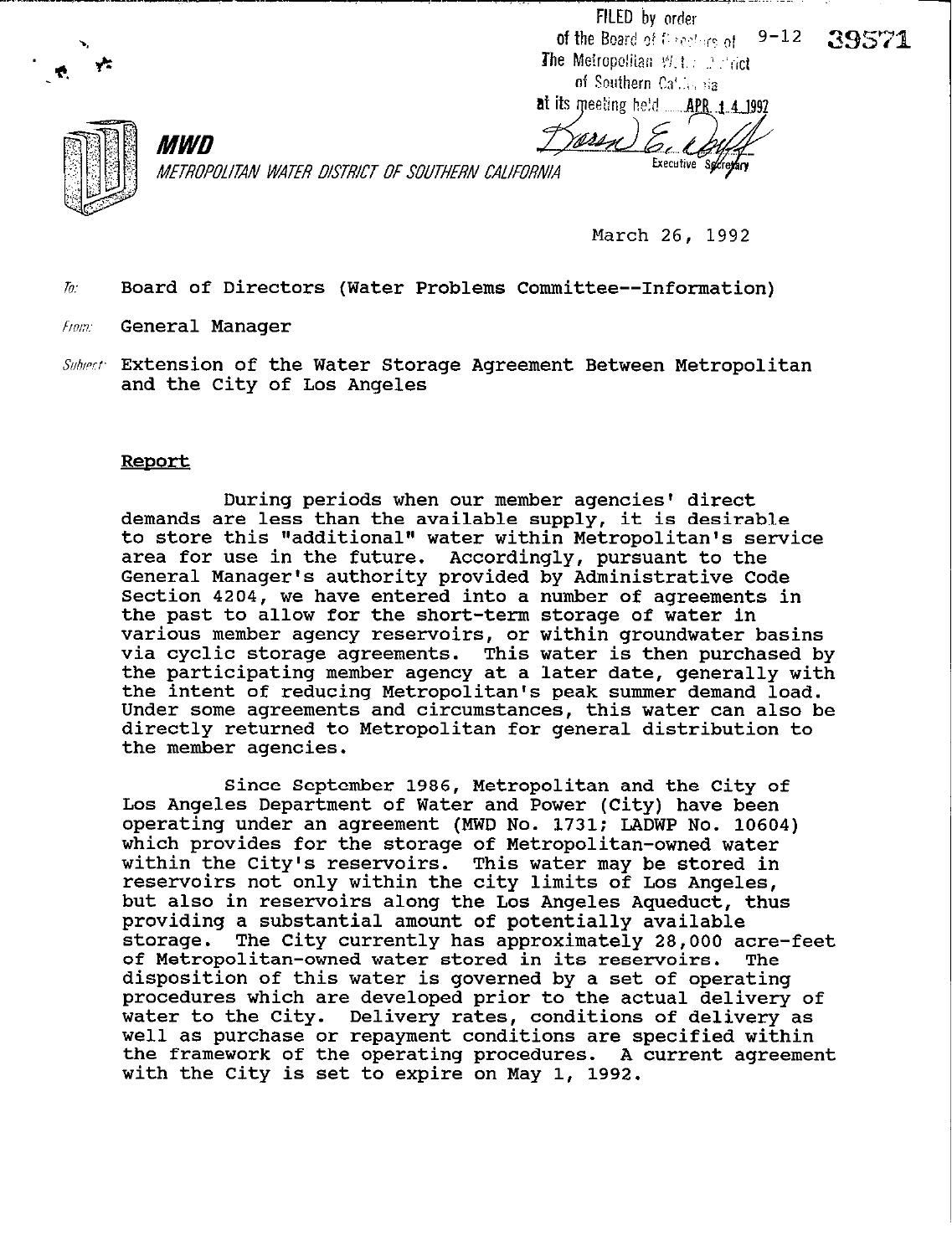FILED by order of the Board of Directors of The Metropolitan Water District of Southern California at its meeting held APR 14 1992

Executive Secretary

9-12 39571

**MWD**

*METROPOLITAN WATER DISTRICT OF SOUTHERN CALIFORNIA*

March 26, 1992

To: Board of Directors (Water Problems Committee--Information)

From: General Manager

Subject: Extension of the Water Storage Agreement Between Metropolitan and the City of Los Angeles

## Report

During periods when our member agencies' direct demands are less than the available supply, it is desirable to store this "additional" water within Metropolitan's service area for use in the future. Accordingly, pursuant to the General Manager's authority provided by Administrative Code Section 4204, we have entered into a number of agreements in the past to allow for the short-term storage of water in various member agency reservoirs, or within groundwater basins via cyclic storage agreements. This water is then purchased by the participating member agency at a later date, generally with the intent of reducing Metropolitan's peak summer demand load. Under some agreements and circumstances, this water can also be directly returned to Metropolitan for general distribution to the member agencies.

Since September 1986, Metropolitan and the City of Los Angeles Department of Water and Power (City) have been operating under an agreement (MWD No. 1731; LADWP No. 10604) which provides for the storage of Metropolitan-owned water within the City's reservoirs. This water may be stored in reservoirs not only within the city limits of Los Angeles, but also in reservoirs along the Los Angeles Aqueduct, thus providing a substantial amount of potentially available storage. The City currently has approximately 28,000 acre-feet of Metropolitan-owned water stored in its reservoirs. The disposition of this water is governed by a set of operating procedures which are developed prior to the actual delivery of water to the City. Delivery rates, conditions of delivery as well as purchase or repayment conditions are specified within the framework of the operating procedures. A current agreement with the City is set to expire on May 1, 1992.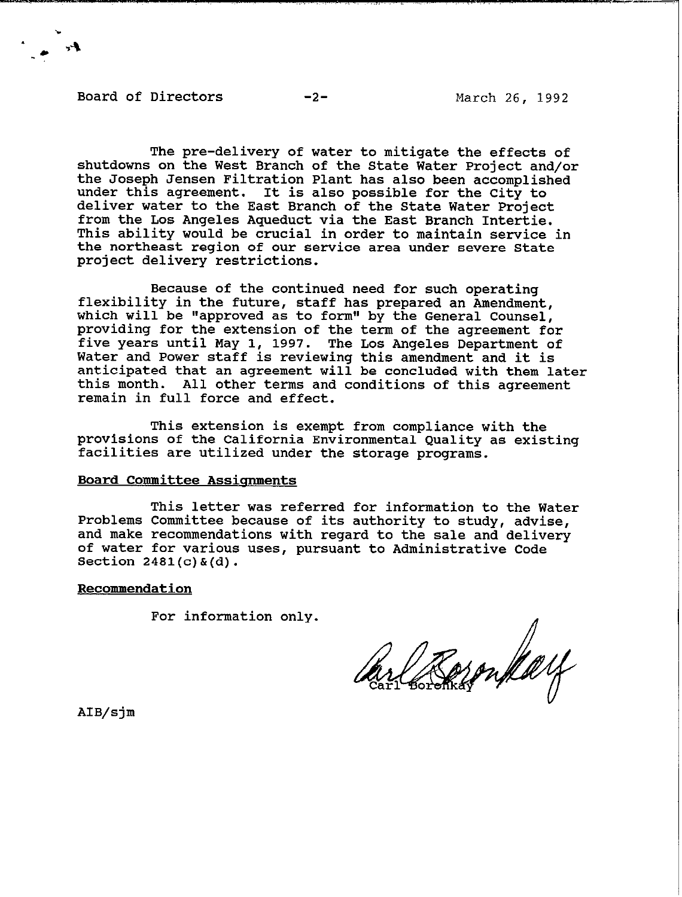The pre-delivery of water to mitigate the effects of shutdowns on the West Branch of the State Water Project and/or the Joseph Jensen Filtration Plant has also been accomplished under this agreement. It is also possible for the City to deliver water to the East Branch of the State Water Project from the Los Angeles Aqueduct via the East Branch Intertie. This ability would be crucial in order to maintain service in the northeast region of our service area under severe State project delivery restrictions.

Because of the continued need for such operating flexibility in the future, staff has prepared an Amendment, which will be "approved as to form" by the General Counsel, providing for the extension of the term of the agreement for five years until May 1, 1997. The Los Angeles Department of Water and Power staff is reviewing this amendment and it is anticipated that an agreement will be concluded with them later this month. All other terms and conditions of this agreement remain in full force and effect.

This extension is exempt from compliance with the provisions of the California Environmental Quality as existing facilities are utilized under the storage programs.

**Board Committee Assignments**

This letter was referred for information to the Water Problems Committee because of its authority to study, advise, and make recommendations with regard to the sale and delivery of water for various uses, pursuant to Administrative Code Section 2481(c)&(d).

**Recommendation**

For information only.

Carl Boronkay

AIB/sjm